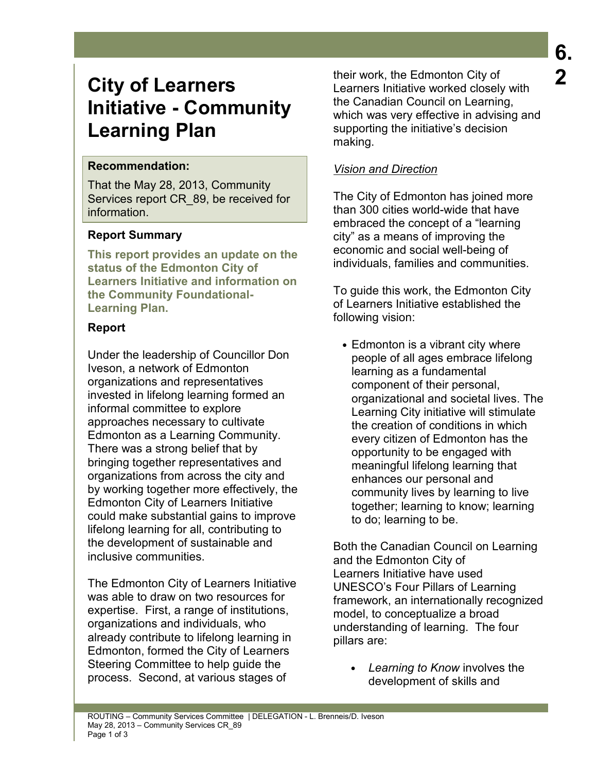# City of Learners Initiative - Community Learning Plan

**Recommendation:**

That the May 28, 2013, Community Services report CR_89, be received for information.

## Report Summary

**This report provides an update on the status of the Edmonton City of Learners Initiative and information on the Community Foundational-Learning Plan.**

## Report

Under the leadership of Councillor Don Iveson, a network of Edmonton organizations and representatives invested in lifelong learning formed an informal committee to explore approaches necessary to cultivate Edmonton as a Learning Community. There was a strong belief that by bringing together representatives and organizations from across the city and by working together more effectively, the Edmonton City of Learners Initiative could make substantial gains to improve lifelong learning for all, contributing to the development of sustainable and inclusive communities.

The Edmonton City of Learners Initiative was able to draw on two resources for expertise. First, a range of institutions, organizations and individuals, who already contribute to lifelong learning in Edmonton, formed the City of Learners Steering Committee to help guide the process. Second, at various stages of their work, the Edmonton City of Learners Initiative worked closely with the Canadian Council on Learning, which was very effective in advising and supporting the initiative's decision making.

*Vision and Direction*

The City of Edmonton has joined more than 300 cities world-wide that have embraced the concept of a "learning city" as a means of improving the economic and social well-being of individuals, families and communities.

To guide this work, the Edmonton City of Learners Initiative established the following vision:

- Edmonton is a vibrant city where people of all ages embrace lifelong learning as a fundamental component of their personal, organizational and societal lives. The Learning City initiative will stimulate the creation of conditions in which every citizen of Edmonton has the opportunity to be engaged with meaningful lifelong learning that enhances our personal and community lives by learning to live together; learning to know; learning to do; learning to be.

Both the Canadian Council on Learning and the Edmonton City of Learners Initiative have used UNESCO's Four Pillars of Learning framework, an internationally recognized model, to conceptualize a broad understanding of learning. The four pillars are:

- *Learning to Know* involves the development of skills and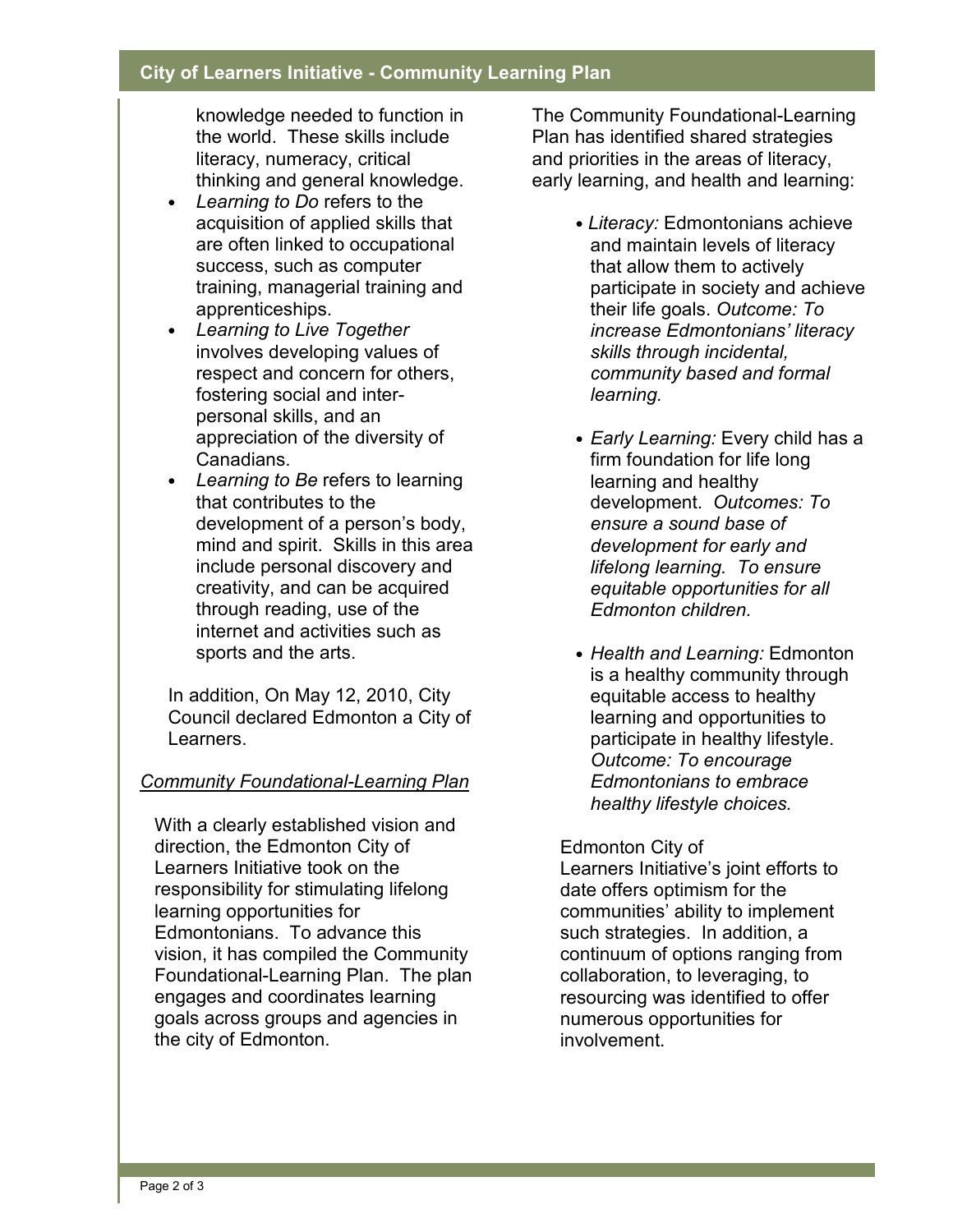knowledge needed to function in the world. These skills include literacy, numeracy, critical thinking and general knowledge.

- *Learning to Do* refers to the acquisition of applied skills that are often linked to occupational success, such as computer training, managerial training and apprenticeships.
- *Learning to Live Together* involves developing values of respect and concern for others, fostering social and inter-personal skills, and an appreciation of the diversity of Canadians.
- *Learning to Be* refers to learning that contributes to the development of a person's body, mind and spirit. Skills in this area include personal discovery and creativity, and can be acquired through reading, use of the internet and activities such as sports and the arts.

In addition, On May 12, 2010, City Council declared Edmonton a City of Learners.

<u>*Community Foundational-Learning Plan*</u>

With a clearly established vision and direction, the Edmonton City of Learners Initiative took on the responsibility for stimulating lifelong learning opportunities for Edmontonians. To advance this vision, it has compiled the Community Foundational-Learning Plan. The plan engages and coordinates learning goals across groups and agencies in the city of Edmonton.

The Community Foundational-Learning Plan has identified shared strategies and priorities in the areas of literacy, early learning, and health and learning:

- *Literacy:* Edmontonians achieve and maintain levels of literacy that allow them to actively participate in society and achieve their life goals. *Outcome: To increase Edmontonians' literacy skills through incidental, community based and formal learning.*

- *Early Learning:* Every child has a firm foundation for life long learning and healthy development. *Outcomes: To ensure a sound base of development for early and lifelong learning. To ensure equitable opportunities for all Edmonton children.*

- *Health and Learning:* Edmonton is a healthy community through equitable access to healthy learning and opportunities to participate in healthy lifestyle. *Outcome: To encourage Edmontonians to embrace healthy lifestyle choices.*

Edmonton City of Learners Initiative's joint efforts to date offers optimism for the communities' ability to implement such strategies. In addition, a continuum of options ranging from collaboration, to leveraging, to resourcing was identified to offer numerous opportunities for involvement.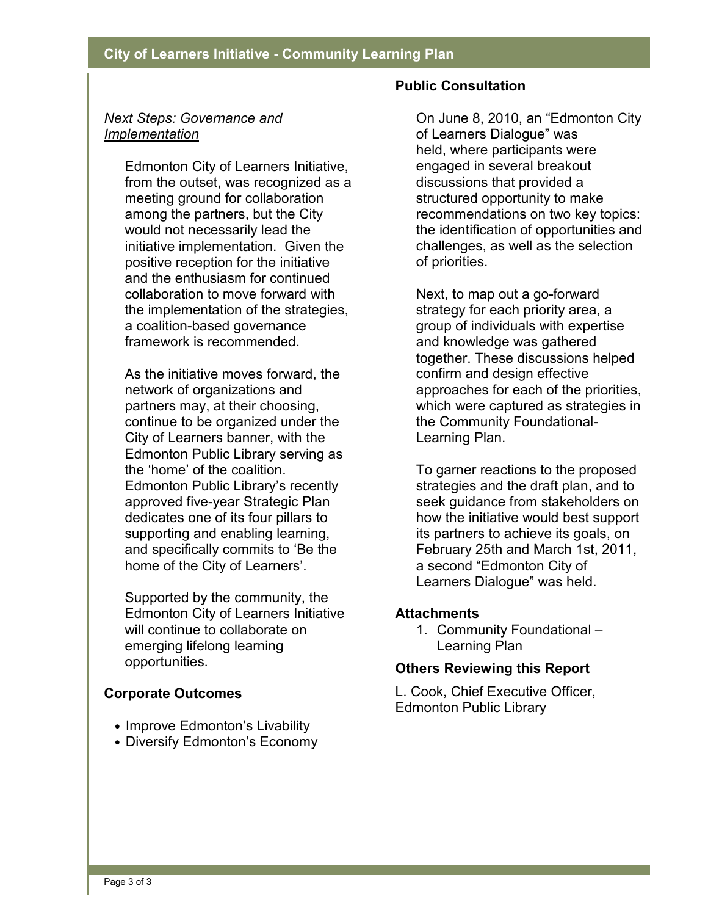*Next Steps: Governance and Implementation*

Edmonton City of Learners Initiative, from the outset, was recognized as a meeting ground for collaboration among the partners, but the City would not necessarily lead the initiative implementation. Given the positive reception for the initiative and the enthusiasm for continued collaboration to move forward with the implementation of the strategies, a coalition-based governance framework is recommended.

As the initiative moves forward, the network of organizations and partners may, at their choosing, continue to be organized under the City of Learners banner, with the Edmonton Public Library serving as the 'home' of the coalition. Edmonton Public Library's recently approved five-year Strategic Plan dedicates one of its four pillars to supporting and enabling learning, and specifically commits to 'Be the home of the City of Learners'.

Supported by the community, the Edmonton City of Learners Initiative will continue to collaborate on emerging lifelong learning opportunities.

## Corporate Outcomes

- Improve Edmonton's Livability
- Diversify Edmonton's Economy

## Public Consultation

On June 8, 2010, an "Edmonton City of Learners Dialogue" was held, where participants were engaged in several breakout discussions that provided a structured opportunity to make recommendations on two key topics: the identification of opportunities and challenges, as well as the selection of priorities.

Next, to map out a go-forward strategy for each priority area, a group of individuals with expertise and knowledge was gathered together. These discussions helped confirm and design effective approaches for each of the priorities, which were captured as strategies in the Community Foundational-Learning Plan.

To garner reactions to the proposed strategies and the draft plan, and to seek guidance from stakeholders on how the initiative would best support its partners to achieve its goals, on February 25th and March 1st, 2011, a second "Edmonton City of Learners Dialogue" was held.

## Attachments

1. Community Foundational – Learning Plan

## Others Reviewing this Report

L. Cook, Chief Executive Officer, Edmonton Public Library